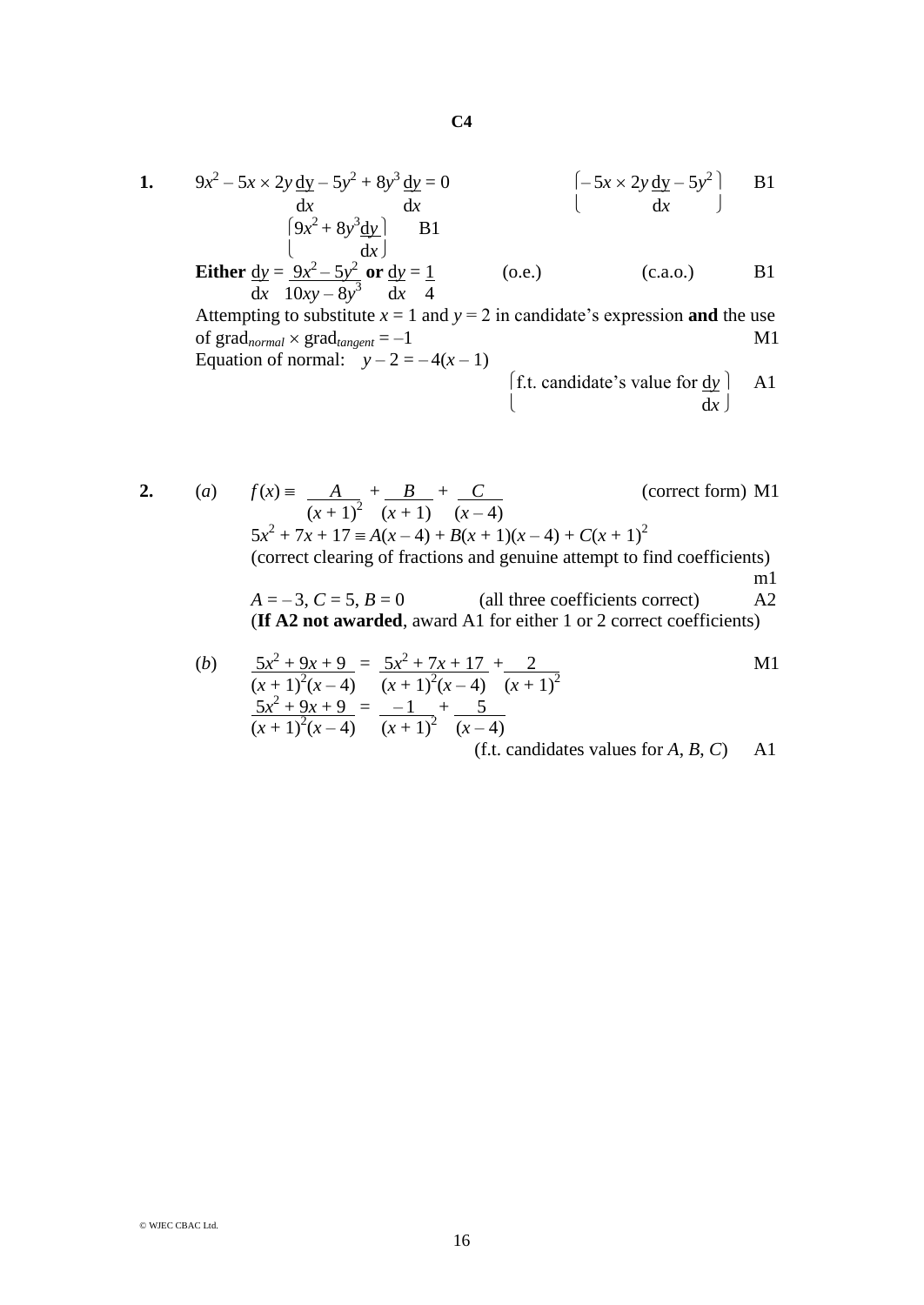## C4

**1.** $9x^2 - 5x \times 2y\dfrac{dy}{dx} - 5y^2 + 8y^3\dfrac{dy}{dx} = 0$ $\quad\left(-5x \times 2y\dfrac{dy}{dx} - 5y^2\right)$ B1

$\left(9x^2 + 8y^3\dfrac{dy}{dx}\right)$ B1

**Either** $\dfrac{dy}{dx} = \dfrac{9x^2 - 5y^2}{10xy - 8y^3}$ **or** $\dfrac{dy}{dx} = \dfrac{1}{4}$ (o.e.) (c.a.o.) B1

Attempting to substitute $x = 1$ and $y = 2$ in candidate's expression **and** the use of $\text{grad}_{normal} \times \text{grad}_{tangent} = -1$ M1

Equation of normal: $y - 2 = -4(x - 1)$

$\left(\text{f.t. candidate's value for } \dfrac{dy}{dx}\right)$ A1

**2.** (*a*) $f(x) \equiv \dfrac{A}{(x+1)^2} + \dfrac{B}{(x+1)} + \dfrac{C}{(x-4)}$ (correct form) M1

$5x^2 + 7x + 17 \equiv A(x-4) + B(x+1)(x-4) + C(x+1)^2$

(correct clearing of fractions and genuine attempt to find coefficients) m1

$A = -3$, $C = 5$, $B = 0$ (all three coefficients correct) A2

(**If A2 not awarded**, award A1 for either 1 or 2 correct coefficients)

(*b*) $\dfrac{5x^2 + 9x + 9}{(x+1)^2(x-4)} = \dfrac{5x^2 + 7x + 17}{(x+1)^2(x-4)} + \dfrac{2}{(x+1)^2}$ M1

$\dfrac{5x^2 + 9x + 9}{(x+1)^2(x-4)} = \dfrac{-1}{(x+1)^2} + \dfrac{5}{(x-4)}$

(f.t. candidates values for $A$, $B$, $C$) A1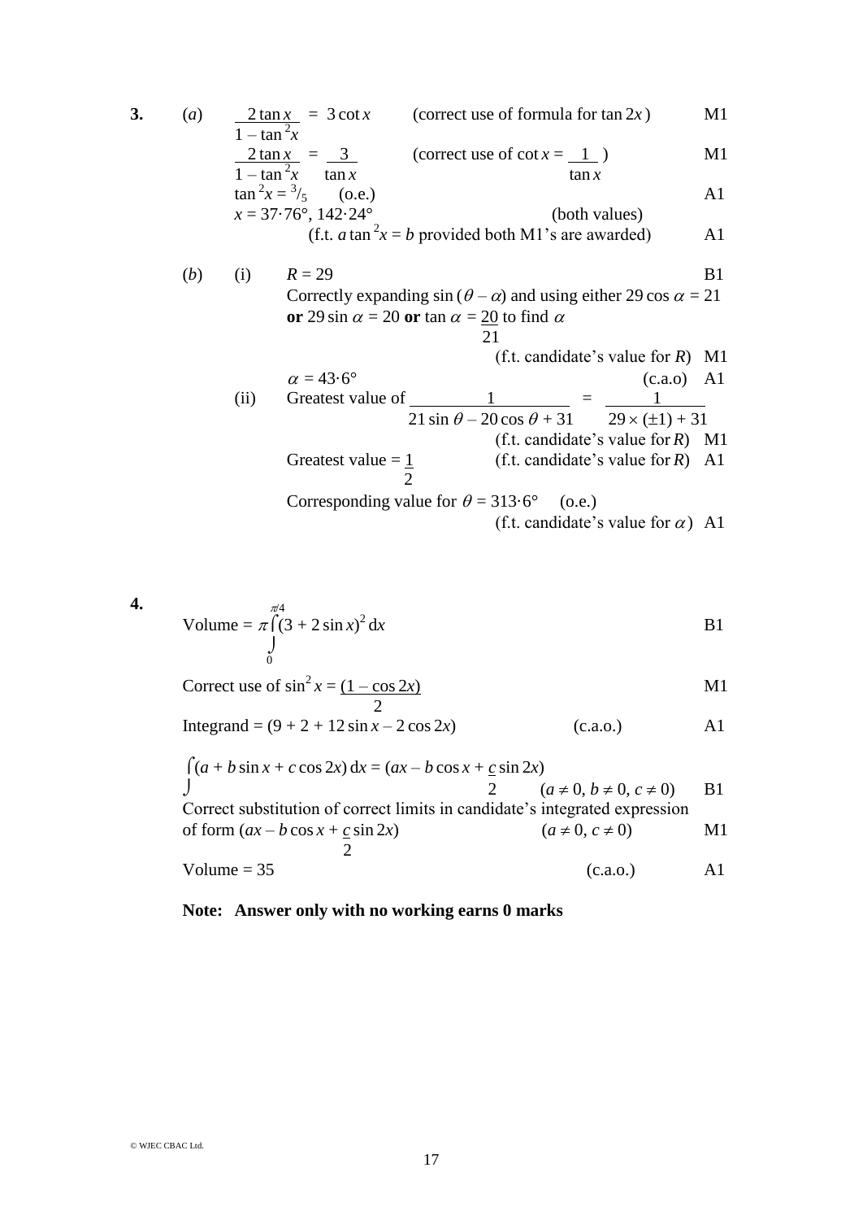**3.** (*a*)

$\dfrac{2\tan x}{1-\tan^2 x} = 3\cot x$ (correct use of formula for $\tan 2x$) M1

$\dfrac{2\tan x}{1-\tan^2 x} = \dfrac{3}{\tan x}$ (correct use of $\cot x = \dfrac{1}{\tan x}$) M1

$\tan^2 x = {}^3/_5$ (o.e.) A1

$x = 37{\cdot}76°, 142{\cdot}24°$ (both values)

(f.t. $a\tan^2 x = b$ provided both M1's are awarded) A1

(*b*) (i) $R = 29$ B1

Correctly expanding $\sin(\theta - \alpha)$ and using either $29\cos\alpha = 21$ **or** $29\sin\alpha = 20$ **or** $\tan\alpha = \dfrac{20}{21}$ to find $\alpha$

(f.t. candidate's value for $R$) M1

$\alpha = 43{\cdot}6°$ (c.a.o) A1

(ii) Greatest value of $\dfrac{1}{21\sin\theta - 20\cos\theta + 31} = \dfrac{1}{29 \times (\pm 1) + 31}$

(f.t. candidate's value for $R$) M1

Greatest value $= \dfrac{1}{2}$ (f.t. candidate's value for $R$) A1

Corresponding value for $\theta = 313{\cdot}6°$ (o.e.)

(f.t. candidate's value for $\alpha$) A1

**4.**

Volume $= \pi \displaystyle\int_0^{\pi/4} (3 + 2\sin x)^2 \,\mathrm{d}x$ B1

Correct use of $\sin^2 x = \dfrac{(1-\cos 2x)}{2}$ M1

Integrand $= (9 + 2 + 12\sin x - 2\cos 2x)$ (c.a.o.) A1

$\displaystyle\int (a + b\sin x + c\cos 2x)\,\mathrm{d}x = (ax - b\cos x + \frac{c}{2}\sin 2x)$ $(a \neq 0, b \neq 0, c \neq 0)$ B1

Correct substitution of correct limits in candidate's integrated expression of form $(ax - b\cos x + \frac{c}{2}\sin 2x)$ $(a \neq 0, c \neq 0)$ M1

Volume $= 35$ (c.a.o.) A1

**Note: Answer only with no working earns 0 marks**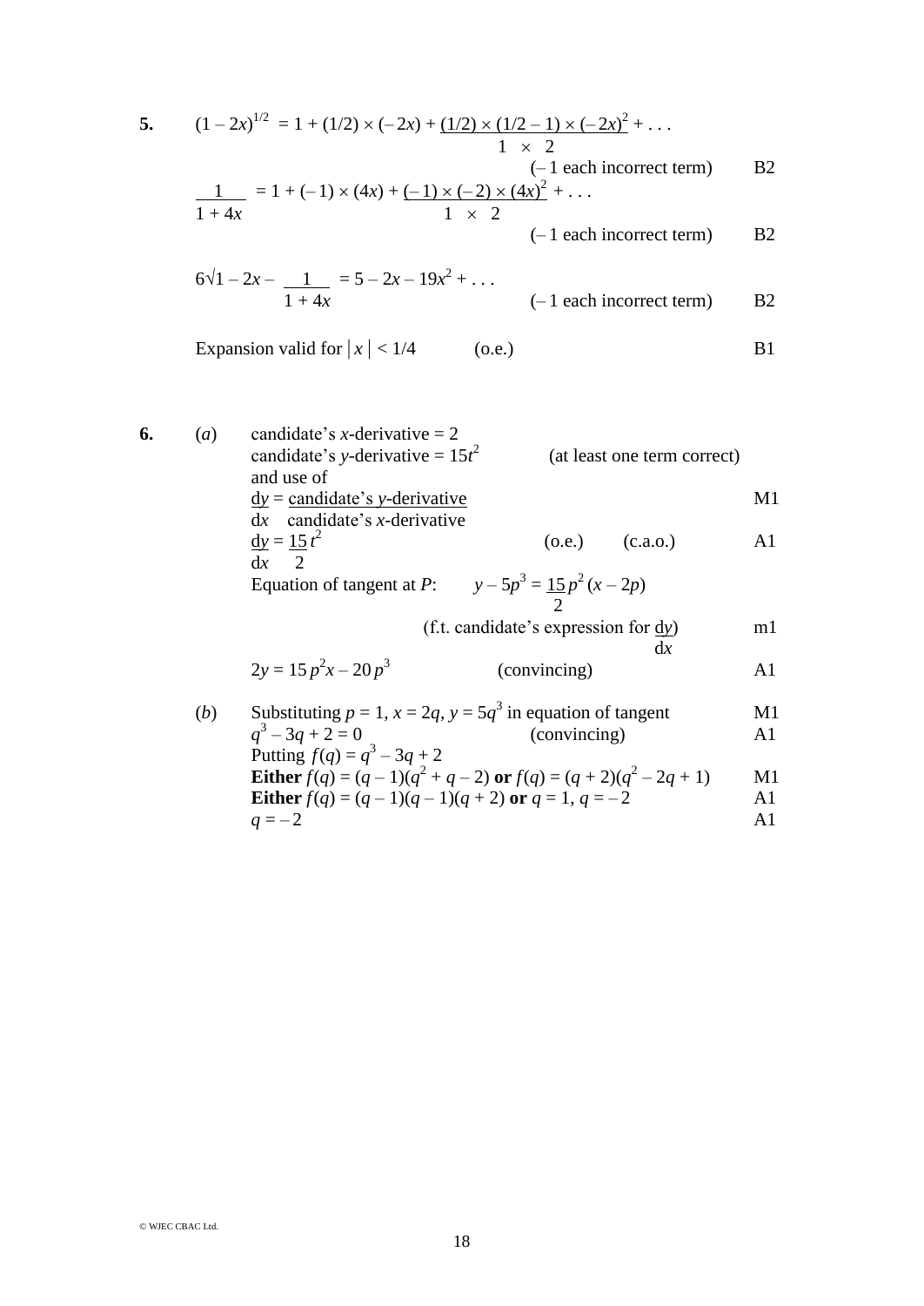**5.** $(1 - 2x)^{1/2} = 1 + (1/2) \times (-2x) + \dfrac{(1/2) \times (1/2 - 1) \times (-2x)^2}{1 \times 2} + \ldots$

(– 1 each incorrect term) B2

$\dfrac{1}{1 + 4x} = 1 + (-1) \times (4x) + \dfrac{(-1) \times (-2) \times (4x)^2}{1 \times 2} + \ldots$

(– 1 each incorrect term) B2

$6\sqrt{1 - 2x} - \dfrac{1}{1 + 4x} = 5 - 2x - 19x^2 + \ldots$

(– 1 each incorrect term) B2

Expansion valid for $|x| < 1/4$ (o.e.) B1

**6.** (*a*) candidate's *x*-derivative = 2

candidate's *y*-derivative = $15t^2$ (at least one term correct)

and use of

$\dfrac{dy}{dx} = \dfrac{\text{candidate's } y\text{-derivative}}{\text{candidate's } x\text{-derivative}}$ M1

$\dfrac{dy}{dx} = \dfrac{15}{2}t^2$ (o.e.) (c.a.o.) A1

Equation of tangent at *P*: $y - 5p^3 = \dfrac{15}{2}p^2(x - 2p)$

(f.t. candidate's expression for $\dfrac{dy}{dx}$) m1

$2y = 15p^2x - 20p^3$ (convincing) A1

(*b*) Substituting $p = 1$, $x = 2q$, $y = 5q^3$ in equation of tangent M1

$q^3 - 3q + 2 = 0$ (convincing) A1

Putting $f(q) = q^3 - 3q + 2$

**Either** $f(q) = (q - 1)(q^2 + q - 2)$ **or** $f(q) = (q + 2)(q^2 - 2q + 1)$ M1

**Either** $f(q) = (q - 1)(q - 1)(q + 2)$ **or** $q = 1$, $q = -2$ A1

$q = -2$ A1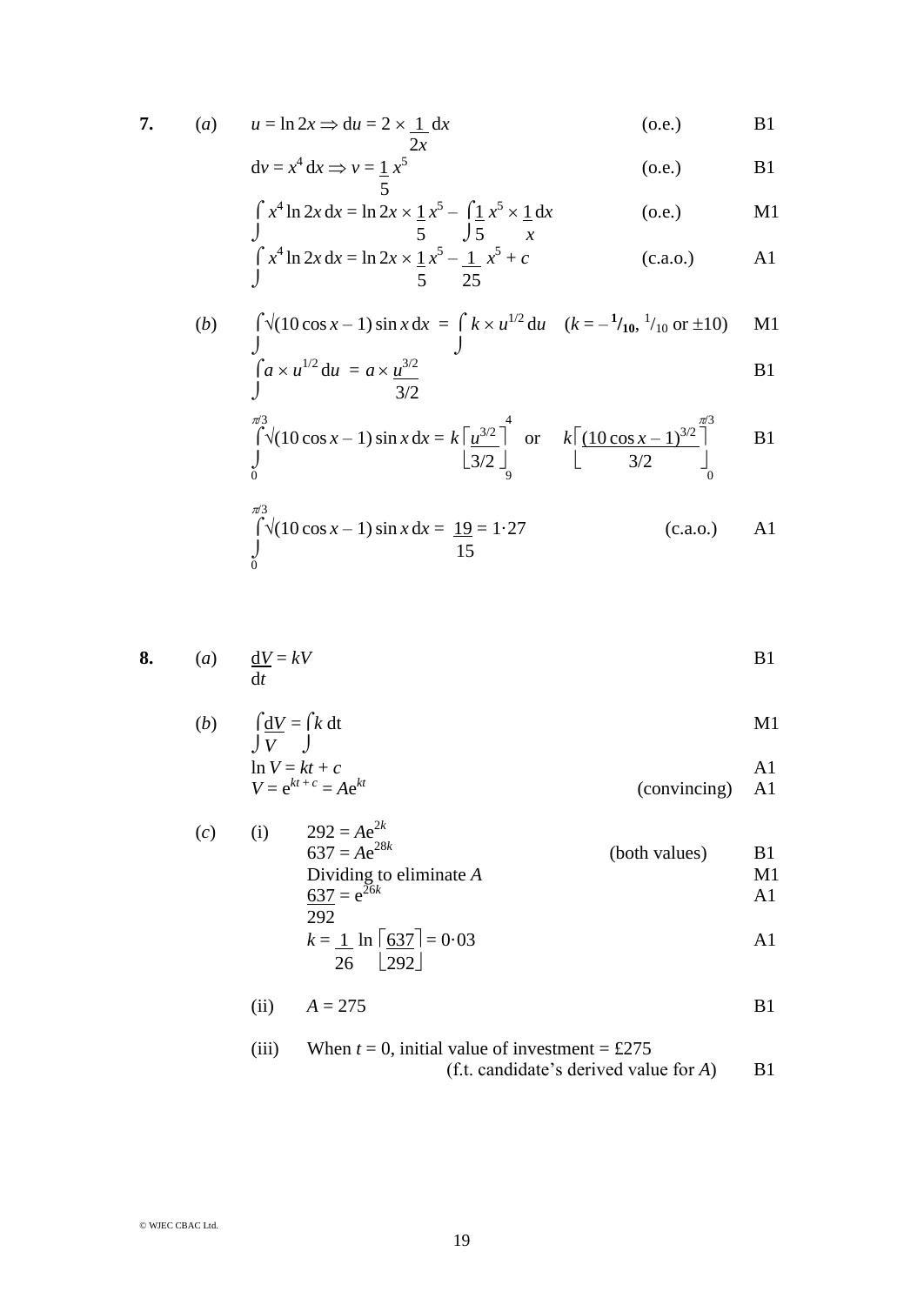**7.** (*a*) $u = \ln 2x \Rightarrow du = 2 \times \frac{1}{2x}\,dx$ (o.e.) B1

$dv = x^4\,dx \Rightarrow v = \frac{1}{5}x^5$ (o.e.) B1

$\int x^4 \ln 2x\,dx = \ln 2x \times \frac{1}{5}x^5 - \int \frac{1}{5}x^5 \times \frac{1}{x}\,dx$ (o.e.) M1

$\int x^4 \ln 2x\,dx = \ln 2x \times \frac{1}{5}x^5 - \frac{1}{25}x^5 + c$ (c.a.o.) A1

(*b*) $\int \sqrt{(10\cos x - 1)}\sin x\,dx = \int k \times u^{1/2}\,du \quad (k = -\mathbf{1/10},\ 1/10 \text{ or } \pm 10)$ M1

$\int a \times u^{1/2}\,du = a \times \frac{u^{3/2}}{3/2}$ B1

$\int_0^{\pi/3} \sqrt{(10\cos x - 1)}\sin x\,dx = k\left[\frac{u^{3/2}}{3/2}\right]_9^4$ or $k\left[\frac{(10\cos x - 1)^{3/2}}{3/2}\right]_0^{\pi/3}$ B1

$\int_0^{\pi/3} \sqrt{(10\cos x - 1)}\sin x\,dx = \frac{19}{15} = 1{\cdot}27$ (c.a.o.) A1

**8.** (*a*) $\frac{dV}{dt} = kV$ B1

(*b*) $\int \frac{dV}{V} = \int k\,dt$ M1

$\ln V = kt + c$ A1

$V = e^{kt+c} = Ae^{kt}$ (convincing) A1

(*c*) (i) $292 = Ae^{2k}$

$637 = Ae^{28k}$ (both values) B1

Dividing to eliminate $A$ M1

$\frac{637}{292} = e^{26k}$ A1

$k = \frac{1}{26}\ln\left[\frac{637}{292}\right] = 0{\cdot}03$ A1

(ii) $A = 275$ B1

(iii) When $t = 0$, initial value of investment = £275
(f.t. candidate's derived value for $A$) B1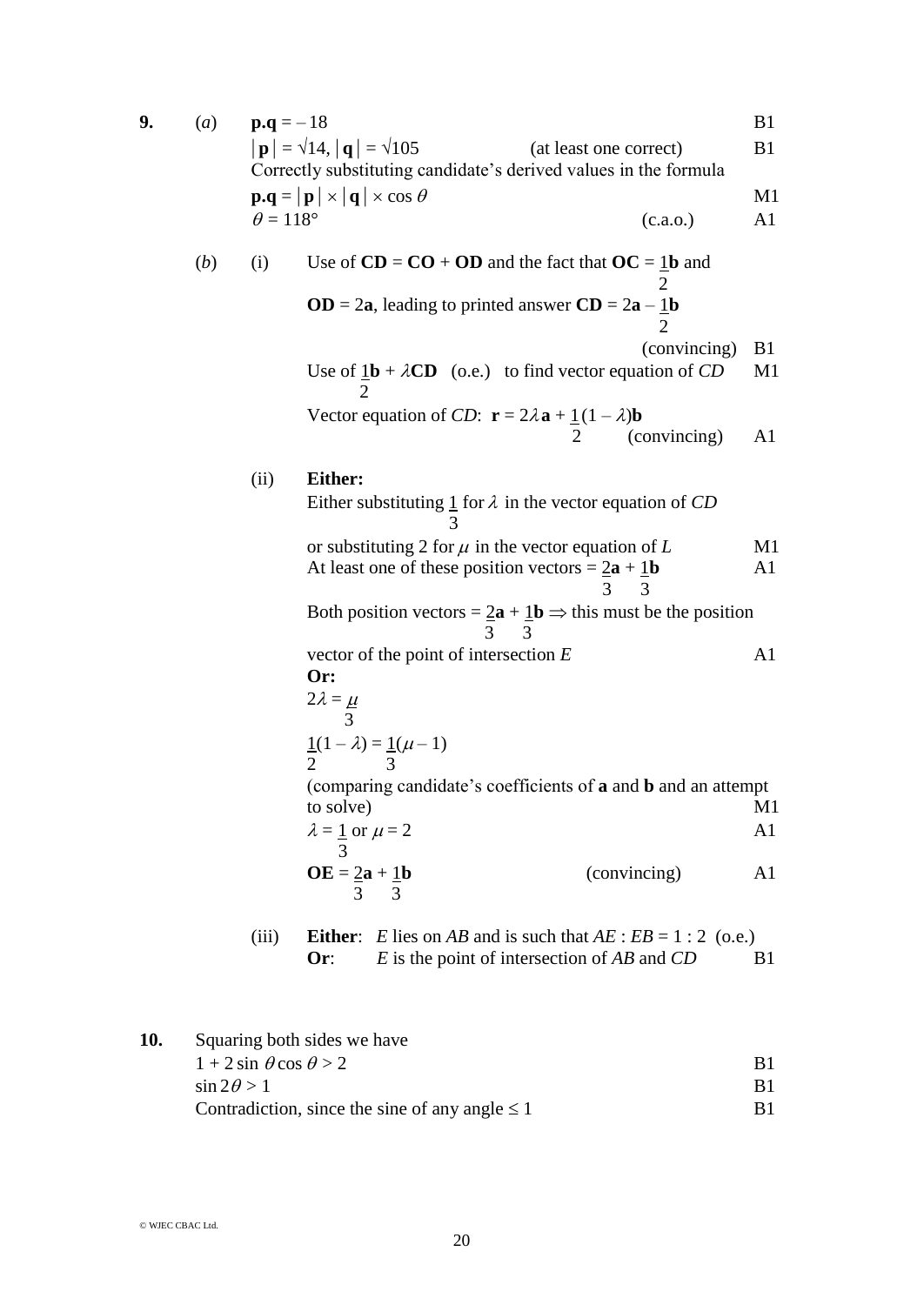**9.** (*a*) $\mathbf{p.q} = -18$ B1

$|\mathbf{p}| = \sqrt{14}$, $|\mathbf{q}| = \sqrt{105}$ (at least one correct) B1

Correctly substituting candidate's derived values in the formula

$\mathbf{p.q} = |\mathbf{p}| \times |\mathbf{q}| \times \cos\theta$ M1

$\theta = 118°$ (c.a.o.) A1

(*b*) (i) Use of $\mathbf{CD} = \mathbf{CO} + \mathbf{OD}$ and the fact that $\mathbf{OC} = \frac{1}{2}\mathbf{b}$ and $\mathbf{OD} = 2\mathbf{a}$, leading to printed answer $\mathbf{CD} = 2\mathbf{a} - \frac{1}{2}\mathbf{b}$

(convincing) B1

Use of $\frac{1}{2}\mathbf{b} + \lambda\mathbf{CD}$ (o.e.) to find vector equation of *CD* M1

Vector equation of *CD*: $\mathbf{r} = 2\lambda\,\mathbf{a} + \frac{1}{2}(1 - \lambda)\mathbf{b}$ (convincing) A1

(ii) **Either:**

Either substituting $\frac{1}{3}$ for $\lambda$ in the vector equation of *CD* or substituting 2 for $\mu$ in the vector equation of *L* M1

At least one of these position vectors $= \frac{2}{3}\mathbf{a} + \frac{1}{3}\mathbf{b}$ A1

Both position vectors $= \frac{2}{3}\mathbf{a} + \frac{1}{3}\mathbf{b} \Rightarrow$ this must be the position vector of the point of intersection *E* A1

**Or:**

$2\lambda = \frac{\mu}{3}$

$\frac{1}{2}(1 - \lambda) = \frac{1}{3}(\mu - 1)$

(comparing candidate's coefficients of **a** and **b** and an attempt to solve) M1

$\lambda = \frac{1}{3}$ or $\mu = 2$ A1

$\mathbf{OE} = \frac{2}{3}\mathbf{a} + \frac{1}{3}\mathbf{b}$ (convincing) A1

(iii) **Either**: *E* lies on *AB* and is such that $AE : EB = 1 : 2$ (o.e.)

**Or**: *E* is the point of intersection of *AB* and *CD* B1

**10.** Squaring both sides we have

$1 + 2\sin\theta\cos\theta > 2$ B1

$\sin 2\theta > 1$ B1

Contradiction, since the sine of any angle $\leq 1$ B1